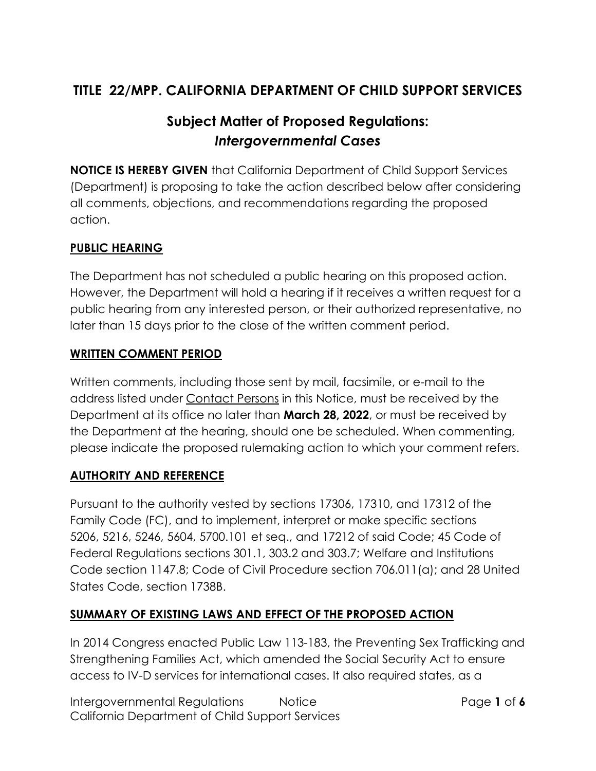# TITLE 22/MPP. CALIFORNIA DEPARTMENT OF CHILD SUPPORT SERVICES

## Subject Matter of Proposed Regulations: *Intergovernmental Cases*

**NOTICE IS HEREBY GIVEN** that California Department of Child Support Services (Department) is proposing to take the action described below after considering all comments, objections, and recommendations regarding the proposed action.

### PUBLIC HEARING

The Department has not scheduled a public hearing on this proposed action. However, the Department will hold a hearing if it receives a written request for a public hearing from any interested person, or their authorized representative, no later than 15 days prior to the close of the written comment period.

### WRITTEN COMMENT PERIOD

Written comments, including those sent by mail, facsimile, or e-mail to the address listed under Contact Persons in this Notice, must be received by the Department at its office no later than **March 28, 2022**, or must be received by the Department at the hearing, should one be scheduled. When commenting, please indicate the proposed rulemaking action to which your comment refers.

### AUTHORITY AND REFERENCE

Pursuant to the authority vested by sections 17306, 17310, and 17312 of the Family Code (FC), and to implement, interpret or make specific sections 5206, 5216, 5246, 5604, 5700.101 et seq., and 17212 of said Code; 45 Code of Federal Regulations sections 301.1, 303.2 and 303.7; Welfare and Institutions Code section 1147.8; Code of Civil Procedure section 706.011(a); and 28 United States Code, section 1738B.

### SUMMARY OF EXISTING LAWS AND EFFECT OF THE PROPOSED ACTION

In 2014 Congress enacted Public Law 113-183, the Preventing Sex Trafficking and Strengthening Families Act, which amended the Social Security Act to ensure access to IV-D services for international cases. It also required states, as a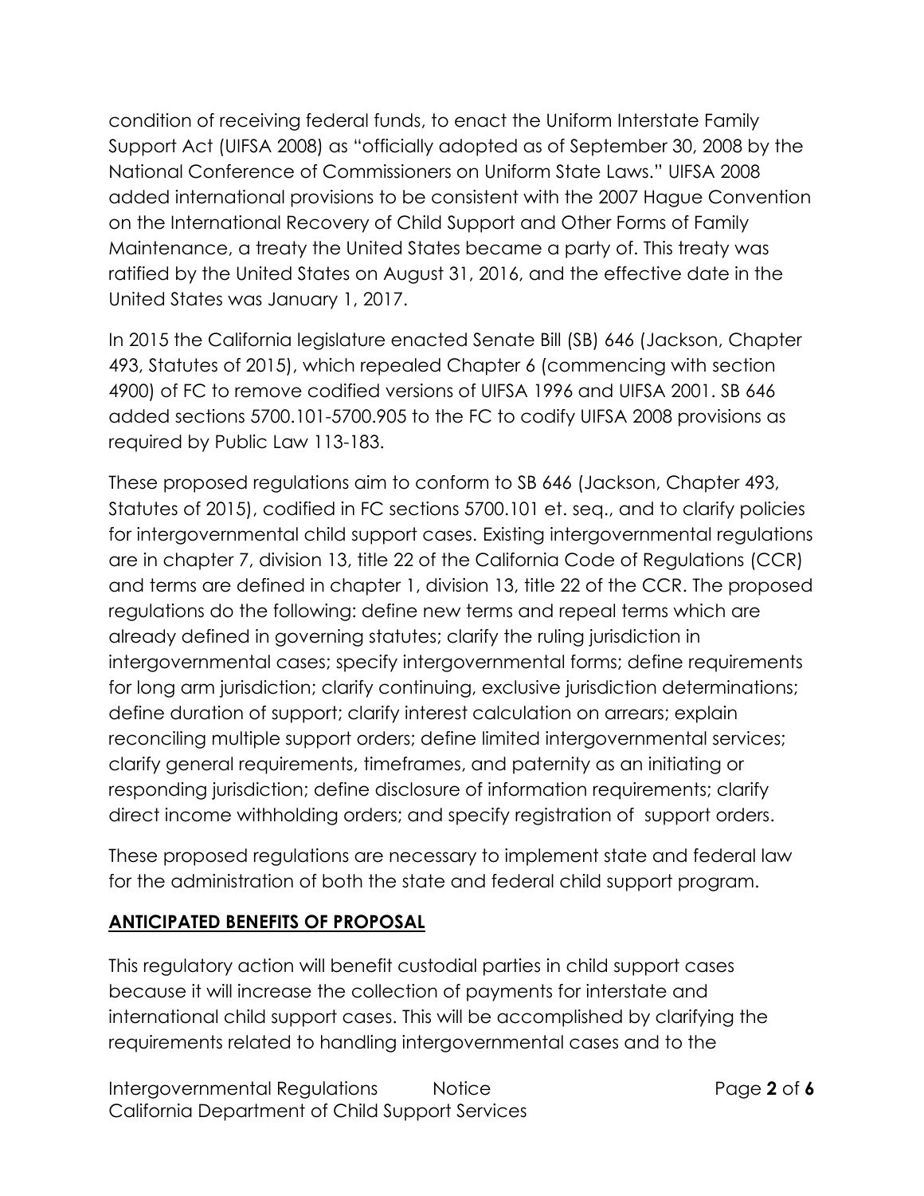condition of receiving federal funds, to enact the Uniform Interstate Family Support Act (UIFSA 2008) as "officially adopted as of September 30, 2008 by the National Conference of Commissioners on Uniform State Laws." UIFSA 2008 added international provisions to be consistent with the 2007 Hague Convention on the International Recovery of Child Support and Other Forms of Family Maintenance, a treaty the United States became a party of. This treaty was ratified by the United States on August 31, 2016, and the effective date in the United States was January 1, 2017.

In 2015 the California legislature enacted Senate Bill (SB) 646 (Jackson, Chapter 493, Statutes of 2015), which repealed Chapter 6 (commencing with section 4900) of FC to remove codified versions of UIFSA 1996 and UIFSA 2001. SB 646 added sections 5700.101-5700.905 to the FC to codify UIFSA 2008 provisions as required by Public Law 113-183.

These proposed regulations aim to conform to SB 646 (Jackson, Chapter 493, Statutes of 2015), codified in FC sections 5700.101 et. seq., and to clarify policies for intergovernmental child support cases. Existing intergovernmental regulations are in chapter 7, division 13, title 22 of the California Code of Regulations (CCR) and terms are defined in chapter 1, division 13, title 22 of the CCR. The proposed regulations do the following: define new terms and repeal terms which are already defined in governing statutes; clarify the ruling jurisdiction in intergovernmental cases; specify intergovernmental forms; define requirements for long arm jurisdiction; clarify continuing, exclusive jurisdiction determinations; define duration of support; clarify interest calculation on arrears; explain reconciling multiple support orders; define limited intergovernmental services; clarify general requirements, timeframes, and paternity as an initiating or responding jurisdiction; define disclosure of information requirements; clarify direct income withholding orders; and specify registration of support orders.

These proposed regulations are necessary to implement state and federal law for the administration of both the state and federal child support program.

## ANTICIPATED BENEFITS OF PROPOSAL

This regulatory action will benefit custodial parties in child support cases because it will increase the collection of payments for interstate and international child support cases. This will be accomplished by clarifying the requirements related to handling intergovernmental cases and to the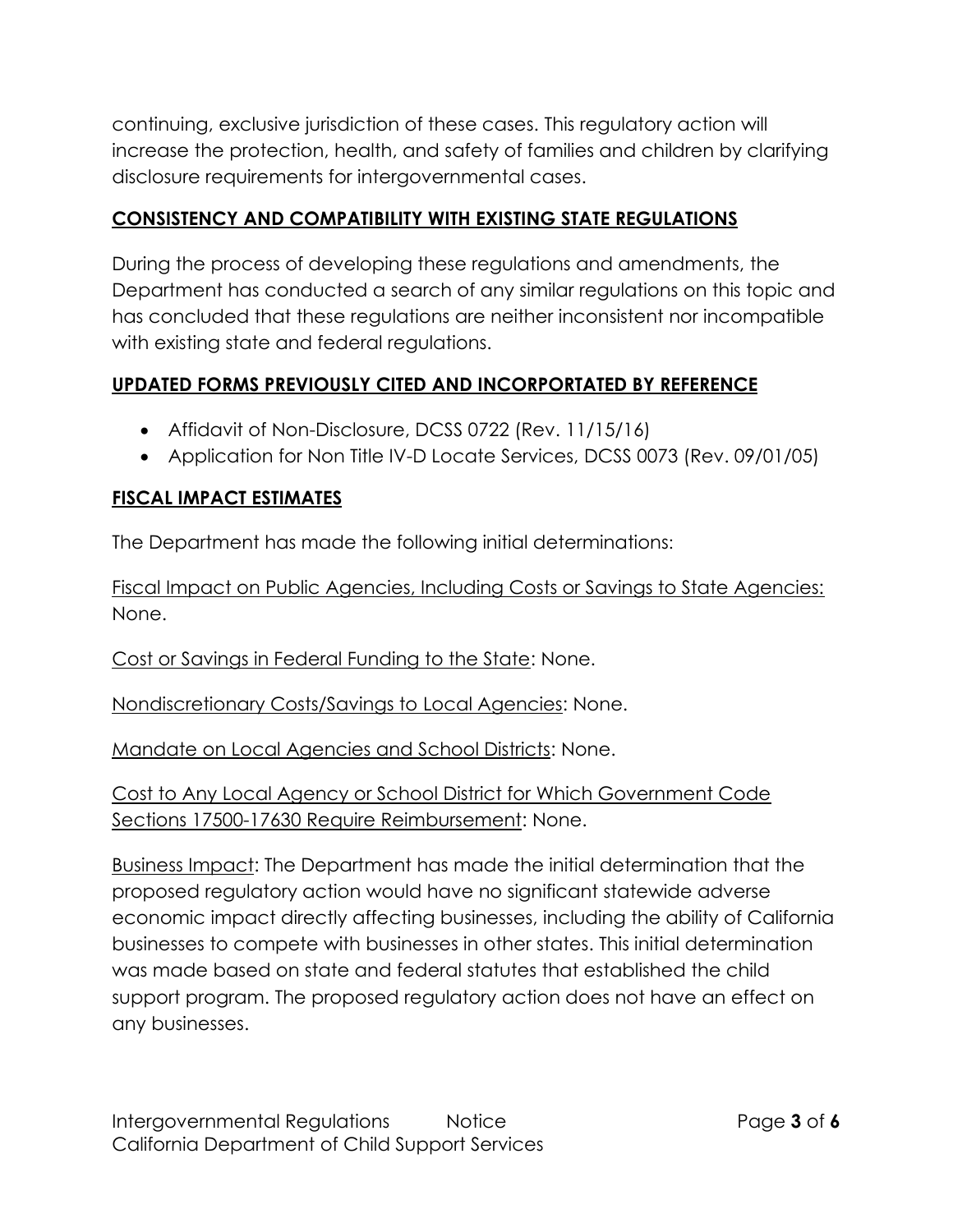continuing, exclusive jurisdiction of these cases. This regulatory action will increase the protection, health, and safety of families and children by clarifying disclosure requirements for intergovernmental cases.

## CONSISTENCY AND COMPATIBILITY WITH EXISTING STATE REGULATIONS

During the process of developing these regulations and amendments, the Department has conducted a search of any similar regulations on this topic and has concluded that these regulations are neither inconsistent nor incompatible with existing state and federal regulations.

## UPDATED FORMS PREVIOUSLY CITED AND INCORPORTATED BY REFERENCE

- Affidavit of Non-Disclosure, DCSS 0722 (Rev. 11/15/16)
- Application for Non Title IV-D Locate Services, DCSS 0073 (Rev. 09/01/05)

## FISCAL IMPACT ESTIMATES

The Department has made the following initial determinations:

Fiscal Impact on Public Agencies, Including Costs or Savings to State Agencies: None.

Cost or Savings in Federal Funding to the State: None.

Nondiscretionary Costs/Savings to Local Agencies: None.

Mandate on Local Agencies and School Districts: None.

Cost to Any Local Agency or School District for Which Government Code Sections 17500-17630 Require Reimbursement: None.

Business Impact: The Department has made the initial determination that the proposed regulatory action would have no significant statewide adverse economic impact directly affecting businesses, including the ability of California businesses to compete with businesses in other states. This initial determination was made based on state and federal statutes that established the child support program. The proposed regulatory action does not have an effect on any businesses.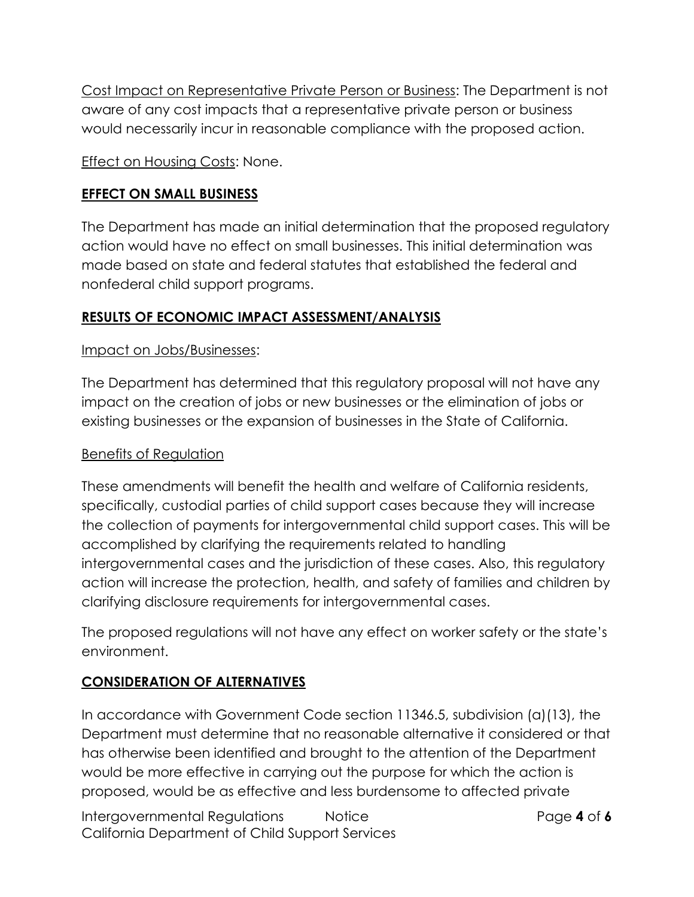Cost Impact on Representative Private Person or Business: The Department is not aware of any cost impacts that a representative private person or business would necessarily incur in reasonable compliance with the proposed action.

Effect on Housing Costs: None.

## EFFECT ON SMALL BUSINESS

The Department has made an initial determination that the proposed regulatory action would have no effect on small businesses. This initial determination was made based on state and federal statutes that established the federal and nonfederal child support programs.

## RESULTS OF ECONOMIC IMPACT ASSESSMENT/ANALYSIS

Impact on Jobs/Businesses:

The Department has determined that this regulatory proposal will not have any impact on the creation of jobs or new businesses or the elimination of jobs or existing businesses or the expansion of businesses in the State of California.

Benefits of Regulation

These amendments will benefit the health and welfare of California residents, specifically, custodial parties of child support cases because they will increase the collection of payments for intergovernmental child support cases. This will be accomplished by clarifying the requirements related to handling intergovernmental cases and the jurisdiction of these cases. Also, this regulatory action will increase the protection, health, and safety of families and children by clarifying disclosure requirements for intergovernmental cases.

The proposed regulations will not have any effect on worker safety or the state's environment.

## CONSIDERATION OF ALTERNATIVES

In accordance with Government Code section 11346.5, subdivision (a)(13), the Department must determine that no reasonable alternative it considered or that has otherwise been identified and brought to the attention of the Department would be more effective in carrying out the purpose for which the action is proposed, would be as effective and less burdensome to affected private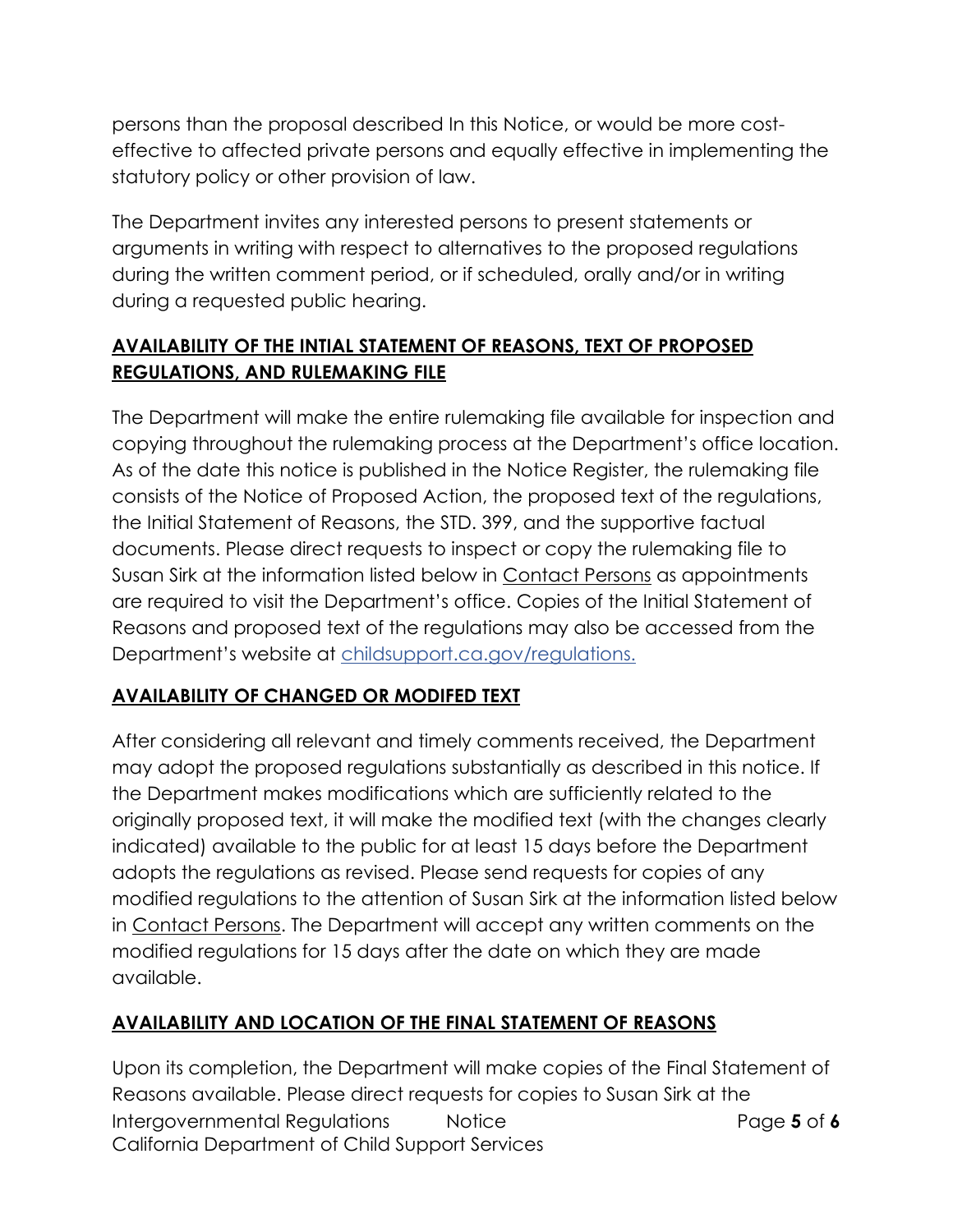persons than the proposal described In this Notice, or would be more cost-effective to affected private persons and equally effective in implementing the statutory policy or other provision of law.

The Department invites any interested persons to present statements or arguments in writing with respect to alternatives to the proposed regulations during the written comment period, or if scheduled, orally and/or in writing during a requested public hearing.

## AVAILABILITY OF THE INTIAL STATEMENT OF REASONS, TEXT OF PROPOSED REGULATIONS, AND RULEMAKING FILE

The Department will make the entire rulemaking file available for inspection and copying throughout the rulemaking process at the Department's office location. As of the date this notice is published in the Notice Register, the rulemaking file consists of the Notice of Proposed Action, the proposed text of the regulations, the Initial Statement of Reasons, the STD. 399, and the supportive factual documents. Please direct requests to inspect or copy the rulemaking file to Susan Sirk at the information listed below in Contact Persons as appointments are required to visit the Department's office. Copies of the Initial Statement of Reasons and proposed text of the regulations may also be accessed from the Department's website at childsupport.ca.gov/regulations.

## AVAILABILITY OF CHANGED OR MODIFED TEXT

After considering all relevant and timely comments received, the Department may adopt the proposed regulations substantially as described in this notice. If the Department makes modifications which are sufficiently related to the originally proposed text, it will make the modified text (with the changes clearly indicated) available to the public for at least 15 days before the Department adopts the regulations as revised. Please send requests for copies of any modified regulations to the attention of Susan Sirk at the information listed below in Contact Persons. The Department will accept any written comments on the modified regulations for 15 days after the date on which they are made available.

## AVAILABILITY AND LOCATION OF THE FINAL STATEMENT OF REASONS

Upon its completion, the Department will make copies of the Final Statement of Reasons available. Please direct requests for copies to Susan Sirk at the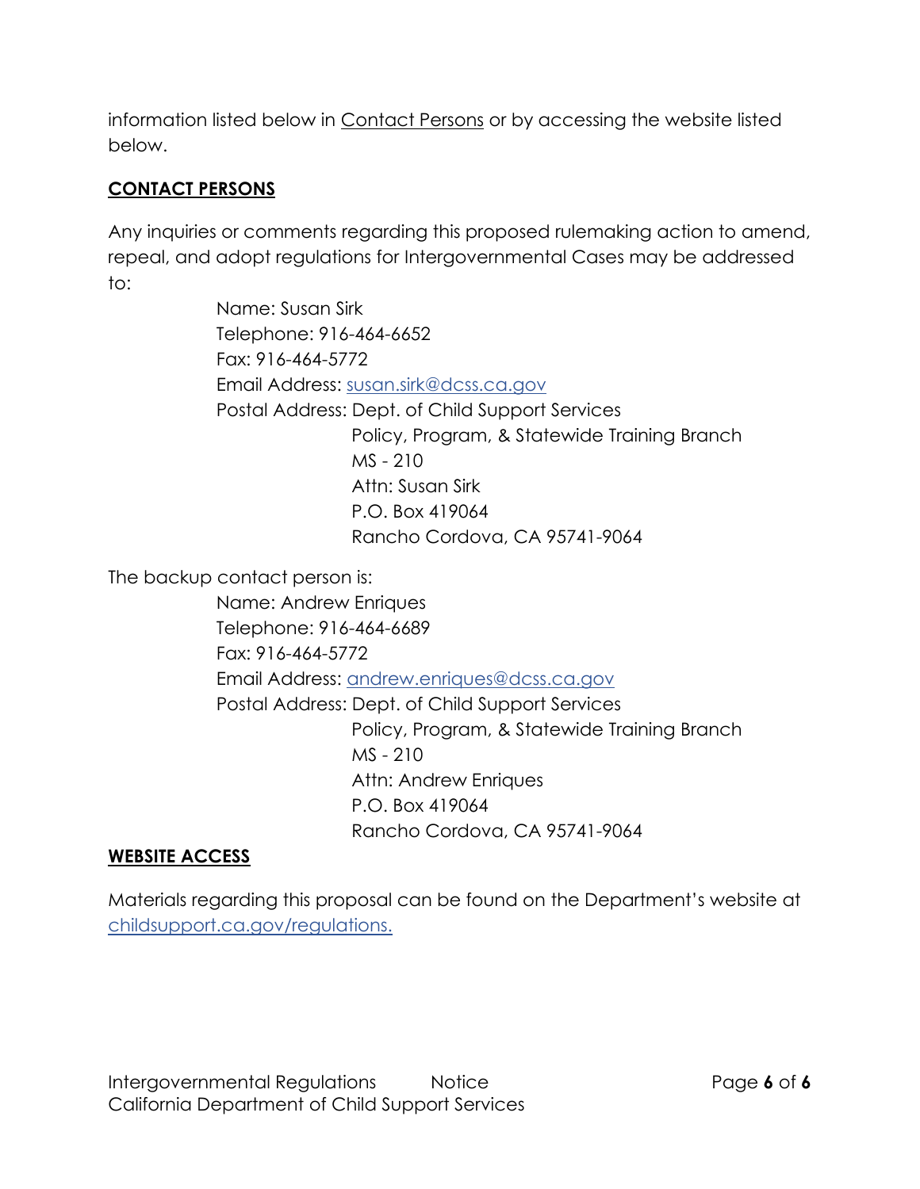information listed below in Contact Persons or by accessing the website listed below.

## CONTACT PERSONS

Any inquiries or comments regarding this proposed rulemaking action to amend, repeal, and adopt regulations for Intergovernmental Cases may be addressed to:

Name: Susan Sirk
Telephone: 916-464-6652
Fax: 916-464-5772
Email Address: susan.sirk@dcss.ca.gov
Postal Address: Dept. of Child Support Services
Policy, Program, & Statewide Training Branch
MS - 210
Attn: Susan Sirk
P.O. Box 419064
Rancho Cordova, CA 95741-9064

The backup contact person is:

Name: Andrew Enriques
Telephone: 916-464-6689
Fax: 916-464-5772
Email Address: andrew.enriques@dcss.ca.gov
Postal Address: Dept. of Child Support Services
Policy, Program, & Statewide Training Branch
MS - 210
Attn: Andrew Enriques
P.O. Box 419064
Rancho Cordova, CA 95741-9064

## WEBSITE ACCESS

Materials regarding this proposal can be found on the Department's website at childsupport.ca.gov/regulations.